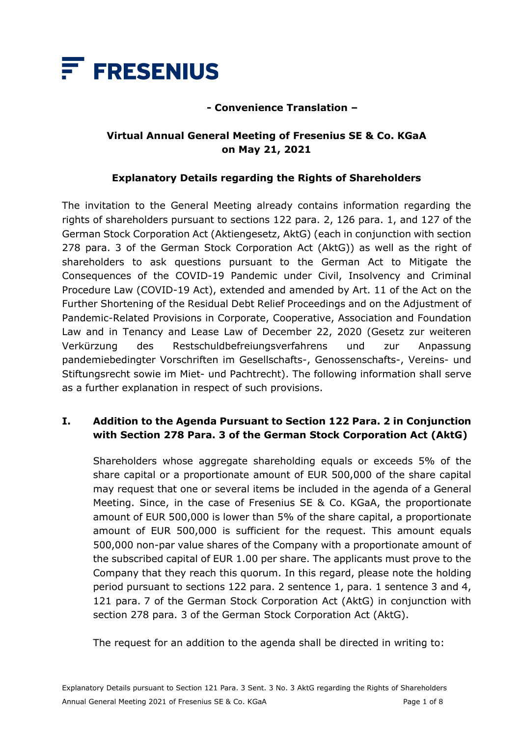**FRESENIUS**

**- Convenience Translation –**

# Virtual Annual General Meeting of Fresenius SE & Co. KGaA on May 21, 2021

## Explanatory Details regarding the Rights of Shareholders

The invitation to the General Meeting already contains information regarding the rights of shareholders pursuant to sections 122 para. 2, 126 para. 1, and 127 of the German Stock Corporation Act (Aktiengesetz, AktG) (each in conjunction with section 278 para. 3 of the German Stock Corporation Act (AktG)) as well as the right of shareholders to ask questions pursuant to the German Act to Mitigate the Consequences of the COVID-19 Pandemic under Civil, Insolvency and Criminal Procedure Law (COVID-19 Act), extended and amended by Art. 11 of the Act on the Further Shortening of the Residual Debt Relief Proceedings and on the Adjustment of Pandemic-Related Provisions in Corporate, Cooperative, Association and Foundation Law and in Tenancy and Lease Law of December 22, 2020 (Gesetz zur weiteren Verkürzung des Restschuldbefreiungsverfahrens und zur Anpassung pandemiebedingter Vorschriften im Gesellschafts-, Genossenschafts-, Vereins- und Stiftungsrecht sowie im Miet- und Pachtrecht). The following information shall serve as a further explanation in respect of such provisions.

### I. Addition to the Agenda Pursuant to Section 122 Para. 2 in Conjunction with Section 278 Para. 3 of the German Stock Corporation Act (AktG)

Shareholders whose aggregate shareholding equals or exceeds 5% of the share capital or a proportionate amount of EUR 500,000 of the share capital may request that one or several items be included in the agenda of a General Meeting. Since, in the case of Fresenius SE & Co. KGaA, the proportionate amount of EUR 500,000 is lower than 5% of the share capital, a proportionate amount of EUR 500,000 is sufficient for the request. This amount equals 500,000 non-par value shares of the Company with a proportionate amount of the subscribed capital of EUR 1.00 per share. The applicants must prove to the Company that they reach this quorum. In this regard, please note the holding period pursuant to sections 122 para. 2 sentence 1, para. 1 sentence 3 and 4, 121 para. 7 of the German Stock Corporation Act (AktG) in conjunction with section 278 para. 3 of the German Stock Corporation Act (AktG).

The request for an addition to the agenda shall be directed in writing to: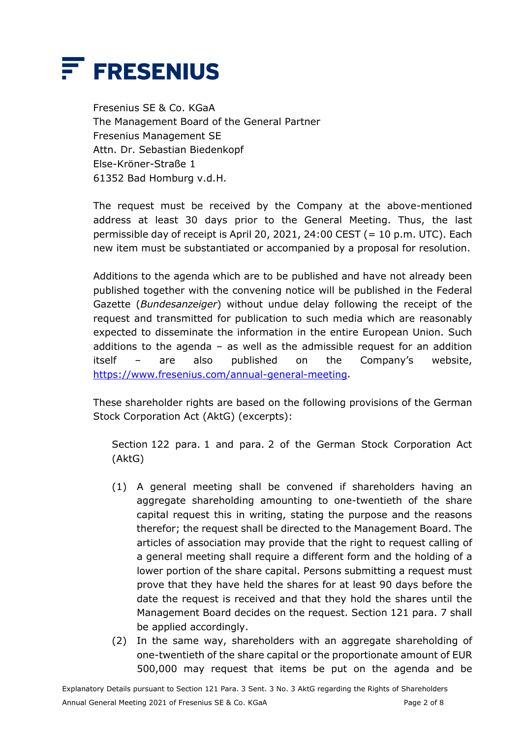Fresenius SE & Co. KGaA
The Management Board of the General Partner
Fresenius Management SE
Attn. Dr. Sebastian Biedenkopf
Else-Kröner-Straße 1
61352 Bad Homburg v.d.H.

The request must be received by the Company at the above-mentioned address at least 30 days prior to the General Meeting. Thus, the last permissible day of receipt is April 20, 2021, 24:00 CEST (= 10 p.m. UTC). Each new item must be substantiated or accompanied by a proposal for resolution.

Additions to the agenda which are to be published and have not already been published together with the convening notice will be published in the Federal Gazette (*Bundesanzeiger*) without undue delay following the receipt of the request and transmitted for publication to such media which are reasonably expected to disseminate the information in the entire European Union. Such additions to the agenda – as well as the admissible request for an addition itself – are also published on the Company's website, https://www.fresenius.com/annual-general-meeting.

These shareholder rights are based on the following provisions of the German Stock Corporation Act (AktG) (excerpts):

Section 122 para. 1 and para. 2 of the German Stock Corporation Act (AktG)

(1) A general meeting shall be convened if shareholders having an aggregate shareholding amounting to one-twentieth of the share capital request this in writing, stating the purpose and the reasons therefor; the request shall be directed to the Management Board. The articles of association may provide that the right to request calling of a general meeting shall require a different form and the holding of a lower portion of the share capital. Persons submitting a request must prove that they have held the shares for at least 90 days before the date the request is received and that they hold the shares until the Management Board decides on the request. Section 121 para. 7 shall be applied accordingly.

(2) In the same way, shareholders with an aggregate shareholding of one-twentieth of the share capital or the proportionate amount of EUR 500,000 may request that items be put on the agenda and be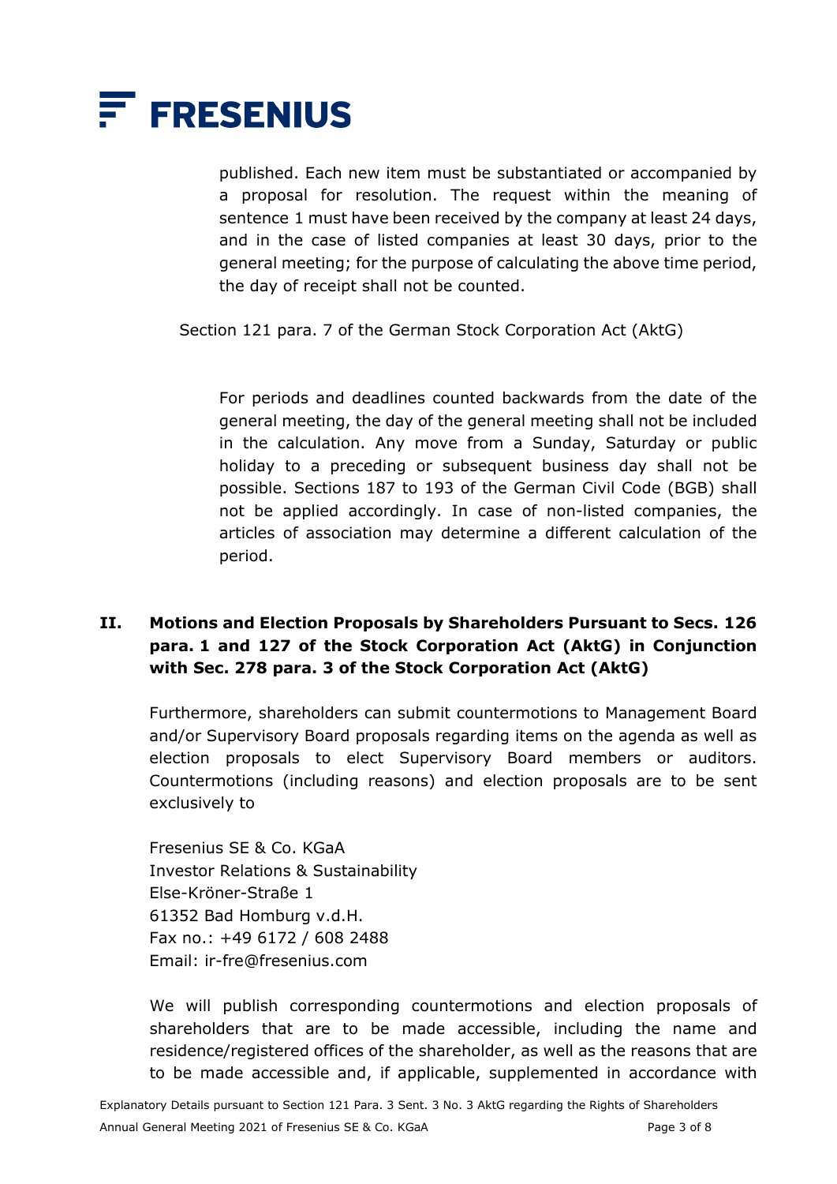published. Each new item must be substantiated or accompanied by a proposal for resolution. The request within the meaning of sentence 1 must have been received by the company at least 24 days, and in the case of listed companies at least 30 days, prior to the general meeting; for the purpose of calculating the above time period, the day of receipt shall not be counted.

Section 121 para. 7 of the German Stock Corporation Act (AktG)

For periods and deadlines counted backwards from the date of the general meeting, the day of the general meeting shall not be included in the calculation. Any move from a Sunday, Saturday or public holiday to a preceding or subsequent business day shall not be possible. Sections 187 to 193 of the German Civil Code (BGB) shall not be applied accordingly. In case of non-listed companies, the articles of association may determine a different calculation of the period.

## II. Motions and Election Proposals by Shareholders Pursuant to Secs. 126 para. 1 and 127 of the Stock Corporation Act (AktG) in Conjunction with Sec. 278 para. 3 of the Stock Corporation Act (AktG)

Furthermore, shareholders can submit countermotions to Management Board and/or Supervisory Board proposals regarding items on the agenda as well as election proposals to elect Supervisory Board members or auditors. Countermotions (including reasons) and election proposals are to be sent exclusively to

Fresenius SE & Co. KGaA
Investor Relations & Sustainability
Else-Kröner-Straße 1
61352 Bad Homburg v.d.H.
Fax no.: +49 6172 / 608 2488
Email: ir-fre@fresenius.com

We will publish corresponding countermotions and election proposals of shareholders that are to be made accessible, including the name and residence/registered offices of the shareholder, as well as the reasons that are to be made accessible and, if applicable, supplemented in accordance with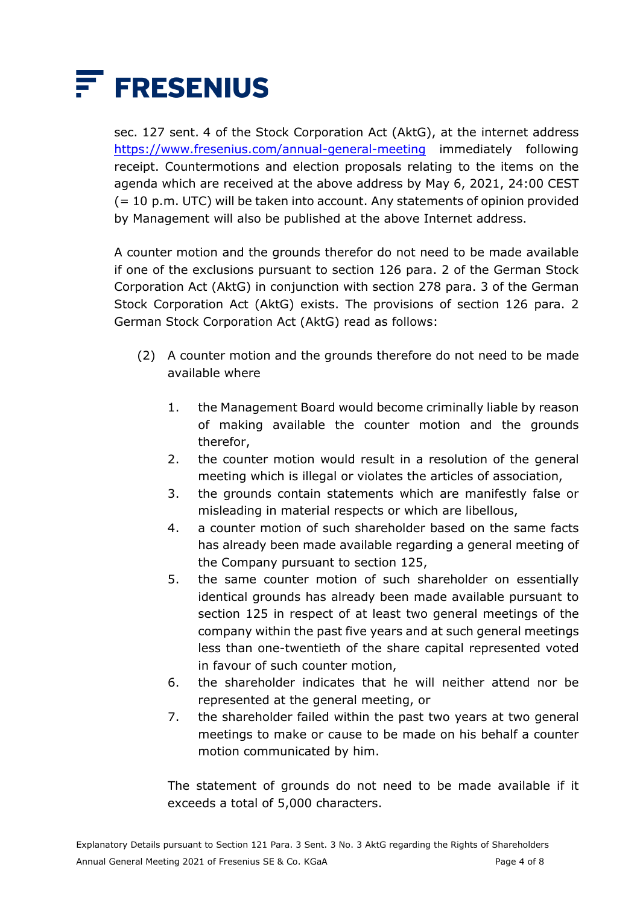sec. 127 sent. 4 of the Stock Corporation Act (AktG), at the internet address https://www.fresenius.com/annual-general-meeting immediately following receipt. Countermotions and election proposals relating to the items on the agenda which are received at the above address by May 6, 2021, 24:00 CEST (= 10 p.m. UTC) will be taken into account. Any statements of opinion provided by Management will also be published at the above Internet address.

A counter motion and the grounds therefor do not need to be made available if one of the exclusions pursuant to section 126 para. 2 of the German Stock Corporation Act (AktG) in conjunction with section 278 para. 3 of the German Stock Corporation Act (AktG) exists. The provisions of section 126 para. 2 German Stock Corporation Act (AktG) read as follows:

(2) A counter motion and the grounds therefore do not need to be made available where

1. the Management Board would become criminally liable by reason of making available the counter motion and the grounds therefor,
2. the counter motion would result in a resolution of the general meeting which is illegal or violates the articles of association,
3. the grounds contain statements which are manifestly false or misleading in material respects or which are libellous,
4. a counter motion of such shareholder based on the same facts has already been made available regarding a general meeting of the Company pursuant to section 125,
5. the same counter motion of such shareholder on essentially identical grounds has already been made available pursuant to section 125 in respect of at least two general meetings of the company within the past five years and at such general meetings less than one-twentieth of the share capital represented voted in favour of such counter motion,
6. the shareholder indicates that he will neither attend nor be represented at the general meeting, or
7. the shareholder failed within the past two years at two general meetings to make or cause to be made on his behalf a counter motion communicated by him.

The statement of grounds do not need to be made available if it exceeds a total of 5,000 characters.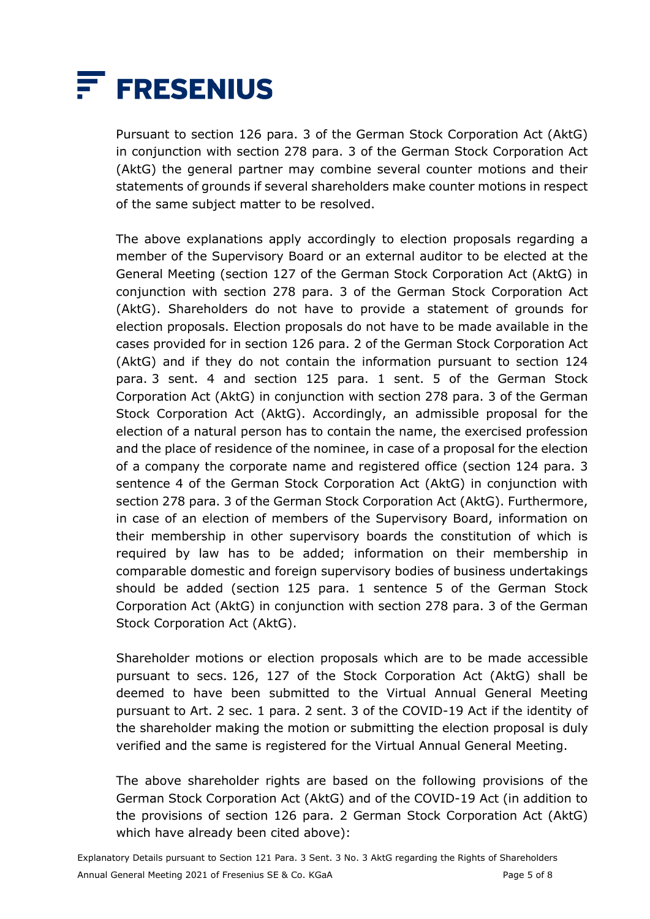Pursuant to section 126 para. 3 of the German Stock Corporation Act (AktG) in conjunction with section 278 para. 3 of the German Stock Corporation Act (AktG) the general partner may combine several counter motions and their statements of grounds if several shareholders make counter motions in respect of the same subject matter to be resolved.

The above explanations apply accordingly to election proposals regarding a member of the Supervisory Board or an external auditor to be elected at the General Meeting (section 127 of the German Stock Corporation Act (AktG) in conjunction with section 278 para. 3 of the German Stock Corporation Act (AktG). Shareholders do not have to provide a statement of grounds for election proposals. Election proposals do not have to be made available in the cases provided for in section 126 para. 2 of the German Stock Corporation Act (AktG) and if they do not contain the information pursuant to section 124 para. 3 sent. 4 and section 125 para. 1 sent. 5 of the German Stock Corporation Act (AktG) in conjunction with section 278 para. 3 of the German Stock Corporation Act (AktG). Accordingly, an admissible proposal for the election of a natural person has to contain the name, the exercised profession and the place of residence of the nominee, in case of a proposal for the election of a company the corporate name and registered office (section 124 para. 3 sentence 4 of the German Stock Corporation Act (AktG) in conjunction with section 278 para. 3 of the German Stock Corporation Act (AktG). Furthermore, in case of an election of members of the Supervisory Board, information on their membership in other supervisory boards the constitution of which is required by law has to be added; information on their membership in comparable domestic and foreign supervisory bodies of business undertakings should be added (section 125 para. 1 sentence 5 of the German Stock Corporation Act (AktG) in conjunction with section 278 para. 3 of the German Stock Corporation Act (AktG).

Shareholder motions or election proposals which are to be made accessible pursuant to secs. 126, 127 of the Stock Corporation Act (AktG) shall be deemed to have been submitted to the Virtual Annual General Meeting pursuant to Art. 2 sec. 1 para. 2 sent. 3 of the COVID-19 Act if the identity of the shareholder making the motion or submitting the election proposal is duly verified and the same is registered for the Virtual Annual General Meeting.

The above shareholder rights are based on the following provisions of the German Stock Corporation Act (AktG) and of the COVID-19 Act (in addition to the provisions of section 126 para. 2 German Stock Corporation Act (AktG) which have already been cited above):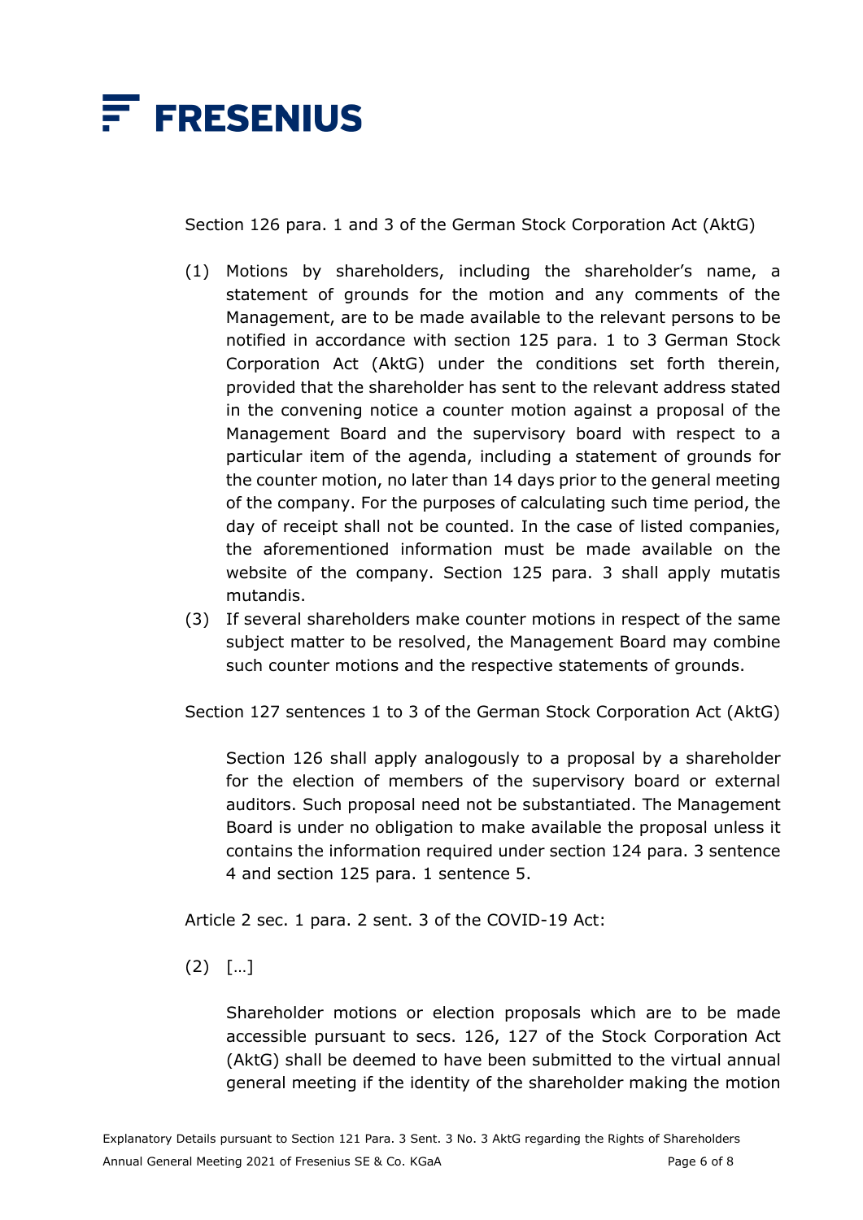Section 126 para. 1 and 3 of the German Stock Corporation Act (AktG)

(1) Motions by shareholders, including the shareholder's name, a statement of grounds for the motion and any comments of the Management, are to be made available to the relevant persons to be notified in accordance with section 125 para. 1 to 3 German Stock Corporation Act (AktG) under the conditions set forth therein, provided that the shareholder has sent to the relevant address stated in the convening notice a counter motion against a proposal of the Management Board and the supervisory board with respect to a particular item of the agenda, including a statement of grounds for the counter motion, no later than 14 days prior to the general meeting of the company. For the purposes of calculating such time period, the day of receipt shall not be counted. In the case of listed companies, the aforementioned information must be made available on the website of the company. Section 125 para. 3 shall apply mutatis mutandis.

(3) If several shareholders make counter motions in respect of the same subject matter to be resolved, the Management Board may combine such counter motions and the respective statements of grounds.

Section 127 sentences 1 to 3 of the German Stock Corporation Act (AktG)

Section 126 shall apply analogously to a proposal by a shareholder for the election of members of the supervisory board or external auditors. Such proposal need not be substantiated. The Management Board is under no obligation to make available the proposal unless it contains the information required under section 124 para. 3 sentence 4 and section 125 para. 1 sentence 5.

Article 2 sec. 1 para. 2 sent. 3 of the COVID-19 Act:

(2) […]

Shareholder motions or election proposals which are to be made accessible pursuant to secs. 126, 127 of the Stock Corporation Act (AktG) shall be deemed to have been submitted to the virtual annual general meeting if the identity of the shareholder making the motion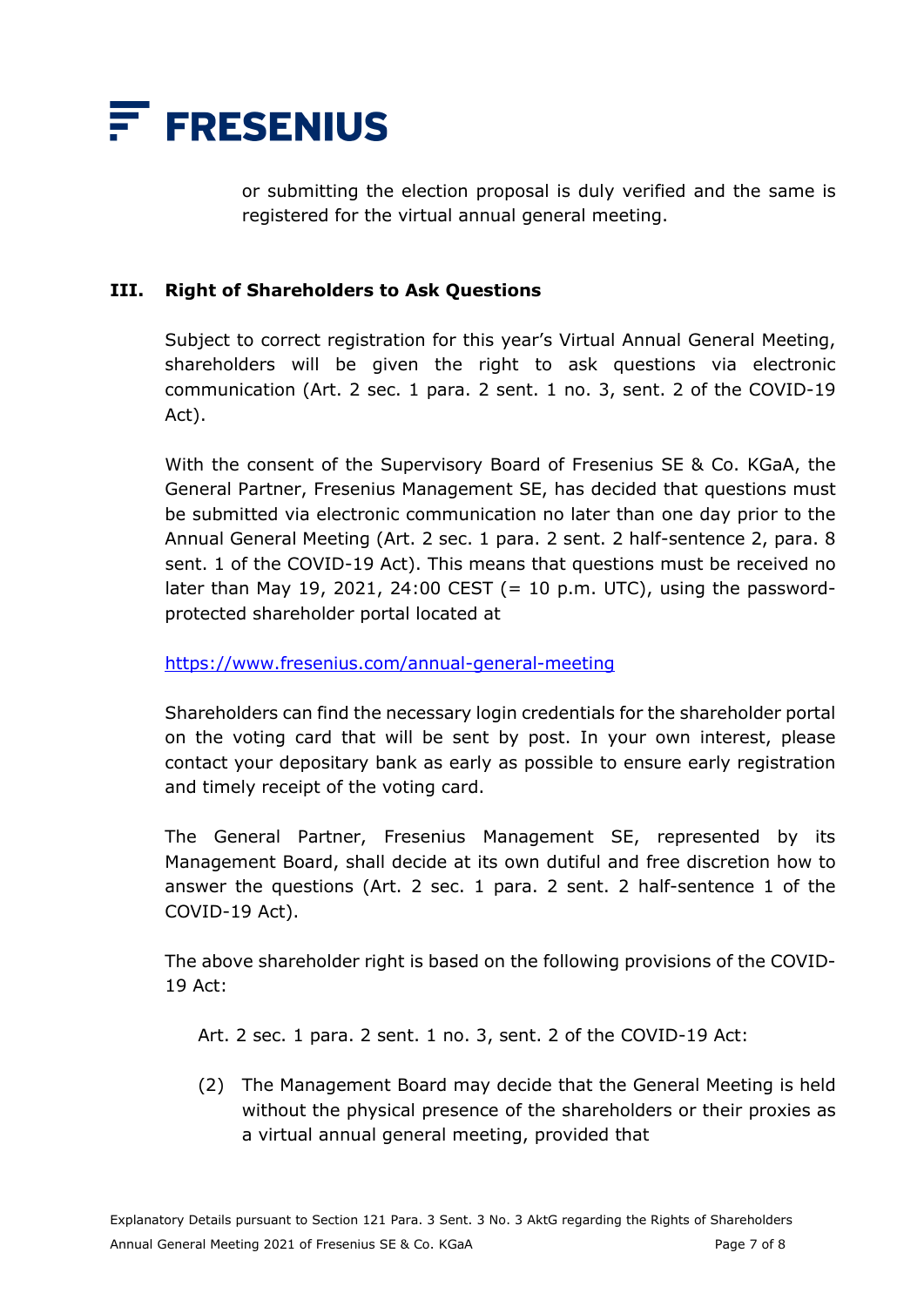or submitting the election proposal is duly verified and the same is registered for the virtual annual general meeting.

## III. Right of Shareholders to Ask Questions

Subject to correct registration for this year's Virtual Annual General Meeting, shareholders will be given the right to ask questions via electronic communication (Art. 2 sec. 1 para. 2 sent. 1 no. 3, sent. 2 of the COVID-19 Act).

With the consent of the Supervisory Board of Fresenius SE & Co. KGaA, the General Partner, Fresenius Management SE, has decided that questions must be submitted via electronic communication no later than one day prior to the Annual General Meeting (Art. 2 sec. 1 para. 2 sent. 2 half-sentence 2, para. 8 sent. 1 of the COVID-19 Act). This means that questions must be received no later than May 19, 2021, 24:00 CEST (= 10 p.m. UTC), using the password-protected shareholder portal located at

https://www.fresenius.com/annual-general-meeting

Shareholders can find the necessary login credentials for the shareholder portal on the voting card that will be sent by post. In your own interest, please contact your depositary bank as early as possible to ensure early registration and timely receipt of the voting card.

The General Partner, Fresenius Management SE, represented by its Management Board, shall decide at its own dutiful and free discretion how to answer the questions (Art. 2 sec. 1 para. 2 sent. 2 half-sentence 1 of the COVID-19 Act).

The above shareholder right is based on the following provisions of the COVID-19 Act:

Art. 2 sec. 1 para. 2 sent. 1 no. 3, sent. 2 of the COVID-19 Act:

(2) The Management Board may decide that the General Meeting is held without the physical presence of the shareholders or their proxies as a virtual annual general meeting, provided that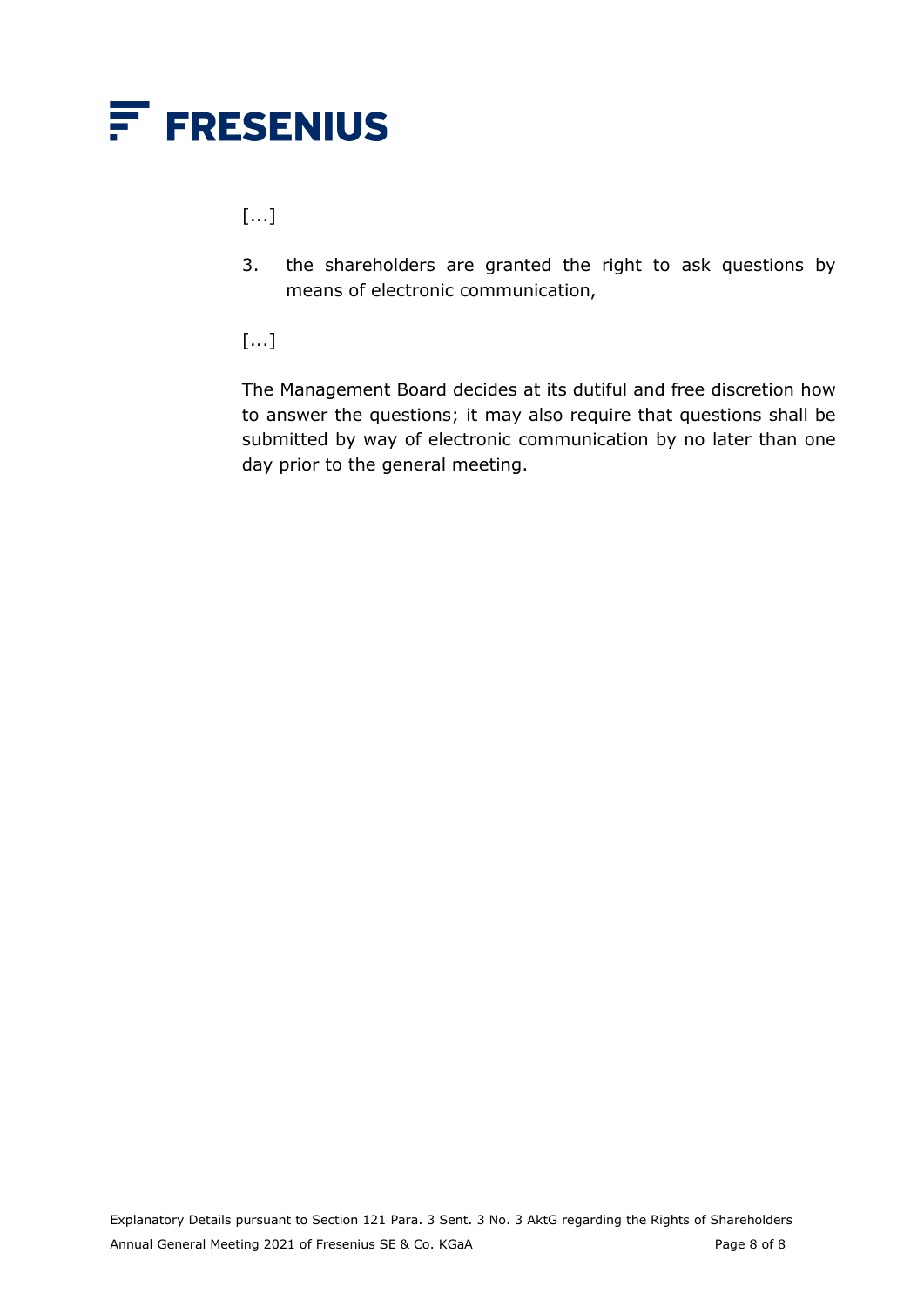[...]

3. the shareholders are granted the right to ask questions by means of electronic communication,

[...]

The Management Board decides at its dutiful and free discretion how to answer the questions; it may also require that questions shall be submitted by way of electronic communication by no later than one day prior to the general meeting.